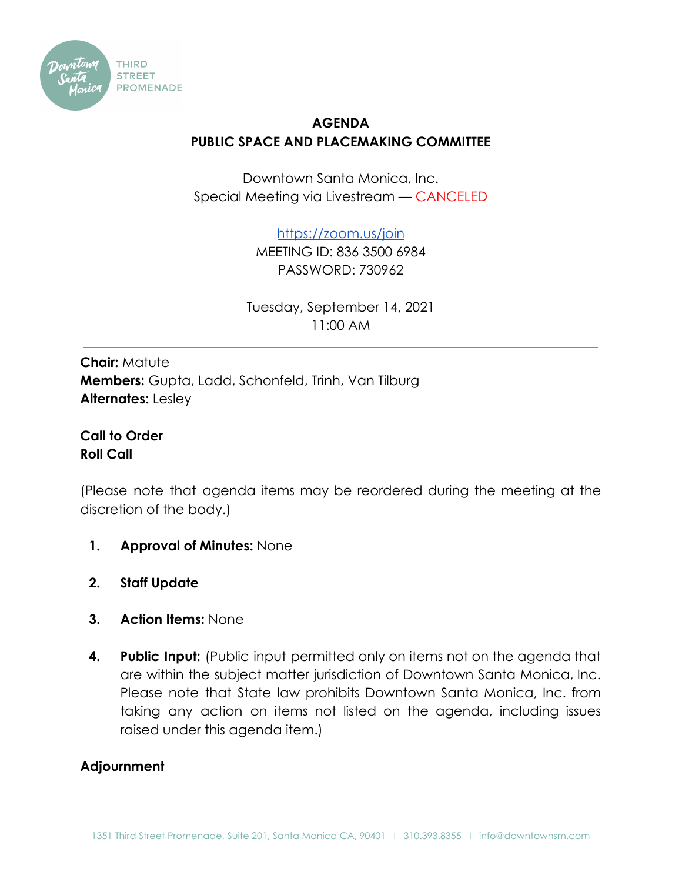# AGENDA
## PUBLIC SPACE AND PLACEMAKING COMMITTEE

Downtown Santa Monica, Inc.
Special Meeting via Livestream — CANCELED

https://zoom.us/join
MEETING ID: 836 3500 6984
PASSWORD: 730962

Tuesday, September 14, 2021
11:00 AM

---

**Chair:** Matute
**Members:** Gupta, Ladd, Schonfeld, Trinh, Van Tilburg
**Alternates:** Lesley

**Call to Order**
**Roll Call**

(Please note that agenda items may be reordered during the meeting at the discretion of the body.)

1. **Approval of Minutes:** None

2. **Staff Update**

3. **Action Items:** None

4. **Public Input:** (Public input permitted only on items not on the agenda that are within the subject matter jurisdiction of Downtown Santa Monica, Inc. Please note that State law prohibits Downtown Santa Monica, Inc. from taking any action on items not listed on the agenda, including issues raised under this agenda item.)

**Adjournment**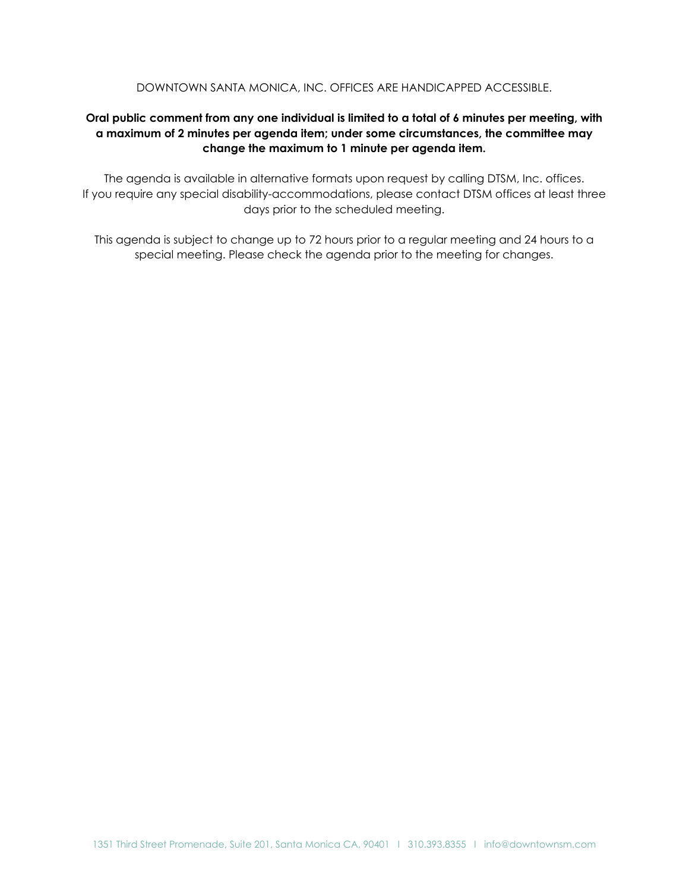DOWNTOWN SANTA MONICA, INC. OFFICES ARE HANDICAPPED ACCESSIBLE.

**Oral public comment from any one individual is limited to a total of 6 minutes per meeting, with a maximum of 2 minutes per agenda item; under some circumstances, the committee may change the maximum to 1 minute per agenda item.**

The agenda is available in alternative formats upon request by calling DTSM, Inc. offices. If you require any special disability-accommodations, please contact DTSM offices at least three days prior to the scheduled meeting.

This agenda is subject to change up to 72 hours prior to a regular meeting and 24 hours to a special meeting. Please check the agenda prior to the meeting for changes.